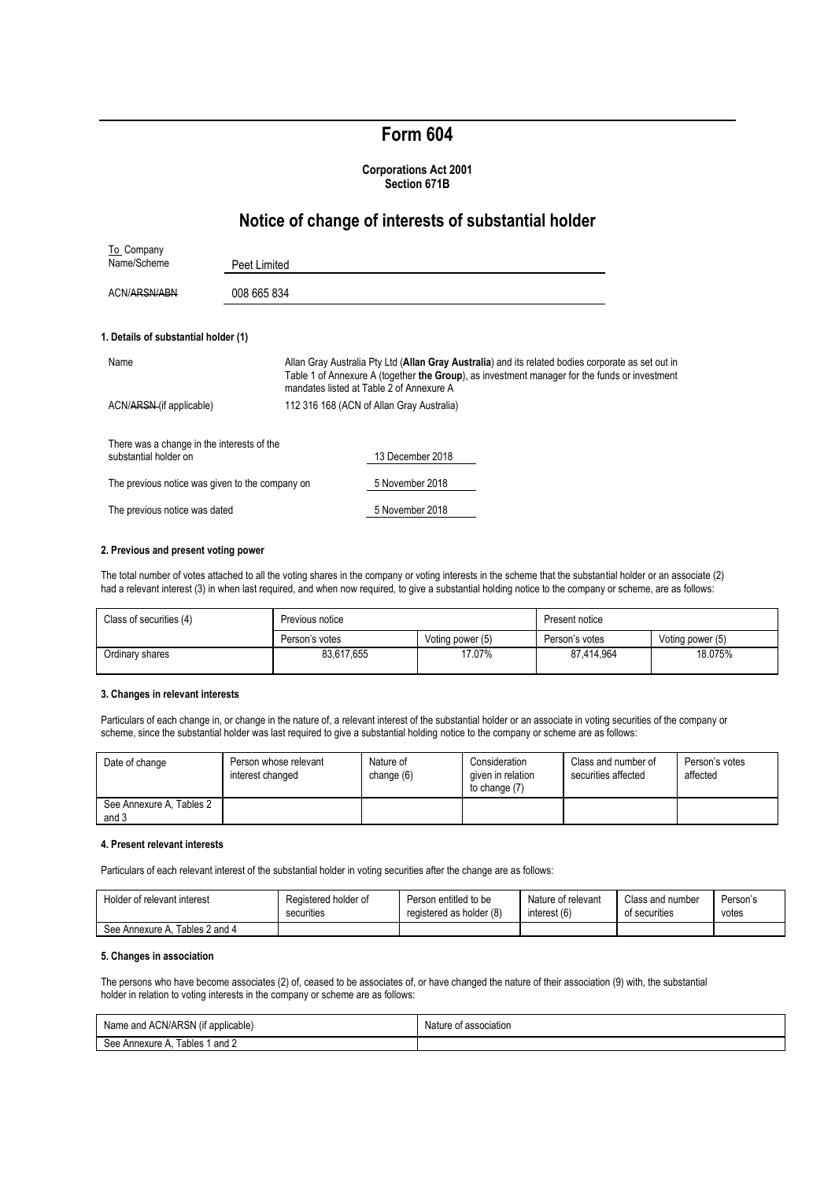# Form 604

**Corporations Act 2001**
**Section 671B**

## Notice of change of interests of substantial holder

| To Company Name/Scheme | Peet Limited |
|---|---|
| ACN/~~ARSN/ABN~~ | 008 665 834 |

### 1. Details of substantial holder (1)

| | |
|---|---|
| Name | Allan Gray Australia Pty Ltd (**Allan Gray Australia**) and its related bodies corporate as set out in Table 1 of Annexure A (together **the Group**), as investment manager for the funds or investment mandates listed at Table 2 of Annexure A |
| ACN/~~ARSN~~ (if applicable) | 112 316 168 (ACN of Allan Gray Australia) |

| | |
|---|---|
| There was a change in the interests of the substantial holder on | 13 December 2018 |
| The previous notice was given to the company on | 5 November 2018 |
| The previous notice was dated | 5 November 2018 |

### 2. Previous and present voting power

The total number of votes attached to all the voting shares in the company or voting interests in the scheme that the substantial holder or an associate (2) had a relevant interest (3) in when last required, and when now required, to give a substantial holding notice to the company or scheme, are as follows:

| Class of securities (4) | Previous notice | | Present notice | |
|---|---|---|---|---|
| | Person's votes | Voting power (5) | Person's votes | Voting power (5) |
| Ordinary shares | 83,617,655 | 17.07% | 87,414,964 | 18.075% |

### 3. Changes in relevant interests

Particulars of each change in, or change in the nature of, a relevant interest of the substantial holder or an associate in voting securities of the company or scheme, since the substantial holder was last required to give a substantial holding notice to the company or scheme are as follows:

| Date of change | Person whose relevant interest changed | Nature of change (6) | Consideration given in relation to change (7) | Class and number of securities affected | Person's votes affected |
|---|---|---|---|---|---|
| See Annexure A, Tables 2 and 3 | | | | | |

### 4. Present relevant interests

Particulars of each relevant interest of the substantial holder in voting securities after the change are as follows:

| Holder of relevant interest | Registered holder of securities | Person entitled to be registered as holder (8) | Nature of relevant interest (6) | Class and number of securities | Person's votes |
|---|---|---|---|---|---|
| See Annexure A, Tables 2 and 4 | | | | | |

### 5. Changes in association

The persons who have become associates (2) of, ceased to be associates of, or have changed the nature of their association (9) with, the substantial holder in relation to voting interests in the company or scheme are as follows:

| Name and ACN/ARSN (if applicable) | Nature of association |
|---|---|
| See Annexure A, Tables 1 and 2 | |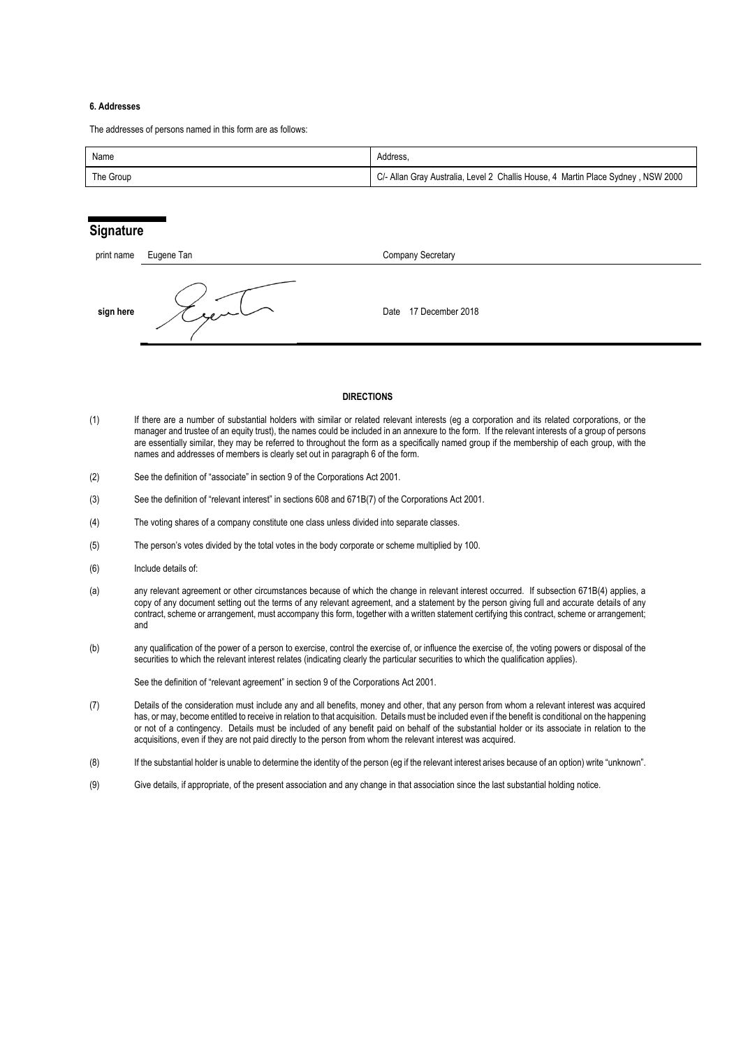**6. Addresses**

The addresses of persons named in this form are as follows:

| Name | Address, |
| --- | --- |
| The Group | C/- Allan Gray Australia, Level 2 Challis House, 4 Martin Place Sydney , NSW 2000 |

## Signature

| | | | |
| --- | --- | --- | --- |
| print name | Eugene Tan | Company Secretary | |
| sign here | | Date | 17 December 2018 |

**DIRECTIONS**

(1) If there are a number of substantial holders with similar or related relevant interests (eg a corporation and its related corporations, or the manager and trustee of an equity trust), the names could be included in an annexure to the form. If the relevant interests of a group of persons are essentially similar, they may be referred to throughout the form as a specifically named group if the membership of each group, with the names and addresses of members is clearly set out in paragraph 6 of the form.

(2) See the definition of "associate" in section 9 of the Corporations Act 2001.

(3) See the definition of "relevant interest" in sections 608 and 671B(7) of the Corporations Act 2001.

(4) The voting shares of a company constitute one class unless divided into separate classes.

(5) The person's votes divided by the total votes in the body corporate or scheme multiplied by 100.

(6) Include details of:

(a) any relevant agreement or other circumstances because of which the change in relevant interest occurred. If subsection 671B(4) applies, a copy of any document setting out the terms of any relevant agreement, and a statement by the person giving full and accurate details of any contract, scheme or arrangement, must accompany this form, together with a written statement certifying this contract, scheme or arrangement; and

(b) any qualification of the power of a person to exercise, control the exercise of, or influence the exercise of, the voting powers or disposal of the securities to which the relevant interest relates (indicating clearly the particular securities to which the qualification applies).

See the definition of "relevant agreement" in section 9 of the Corporations Act 2001.

(7) Details of the consideration must include any and all benefits, money and other, that any person from whom a relevant interest was acquired has, or may, become entitled to receive in relation to that acquisition. Details must be included even if the benefit is conditional on the happening or not of a contingency. Details must be included of any benefit paid on behalf of the substantial holder or its associate in relation to the acquisitions, even if they are not paid directly to the person from whom the relevant interest was acquired.

(8) If the substantial holder is unable to determine the identity of the person (eg if the relevant interest arises because of an option) write "unknown".

(9) Give details, if appropriate, of the present association and any change in that association since the last substantial holding notice.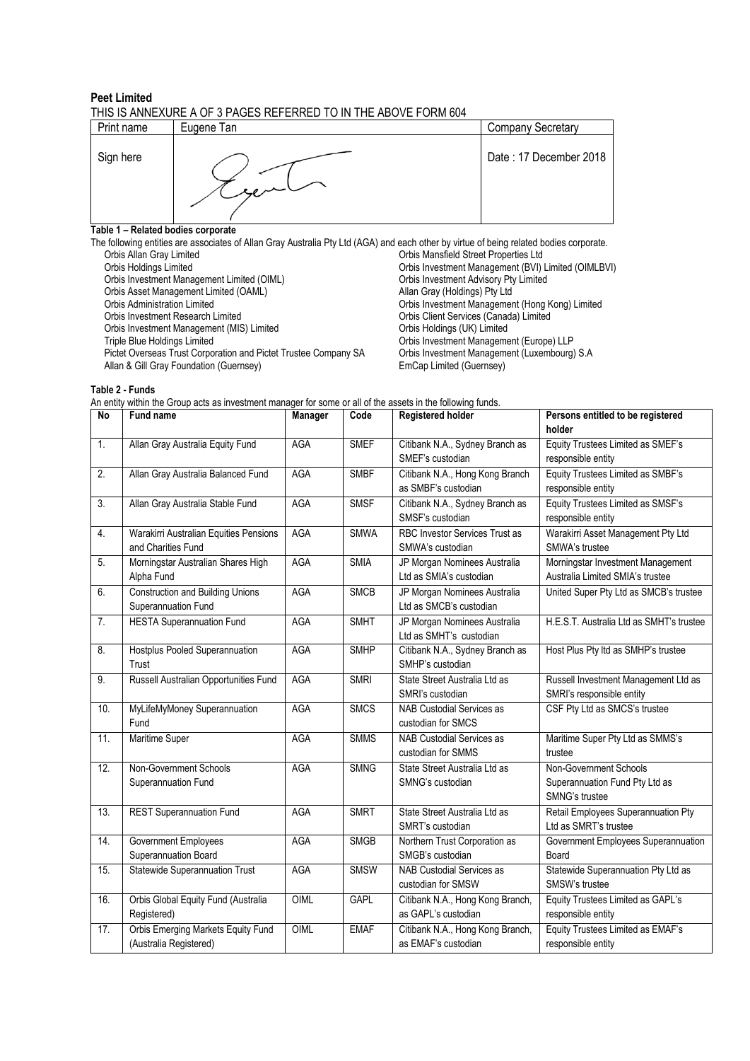**Peet Limited**

THIS IS ANNEXURE A OF 3 PAGES REFERRED TO IN THE ABOVE FORM 604

| Print name | Eugene Tan | Company Secretary |
|---|---|---|
| Sign here | | Date : 17 December 2018 |

**Table 1 – Related bodies corporate**

The following entities are associates of Allan Gray Australia Pty Ltd (AGA) and each other by virtue of being related bodies corporate.

- Orbis Allan Gray Limited
- Orbis Holdings Limited
- Orbis Investment Management Limited (OIML)
- Orbis Asset Management Limited (OAML)
- Orbis Administration Limited
- Orbis Investment Research Limited
- Orbis Investment Management (MIS) Limited
- Triple Blue Holdings Limited
- Pictet Overseas Trust Corporation and Pictet Trustee Company SA
- Allan & Gill Gray Foundation (Guernsey)
- Orbis Mansfield Street Properties Ltd
- Orbis Investment Management (BVI) Limited (OIMLBVI)
- Orbis Investment Advisory Pty Limited
- Allan Gray (Holdings) Pty Ltd
- Orbis Investment Management (Hong Kong) Limited
- Orbis Client Services (Canada) Limited
- Orbis Holdings (UK) Limited
- Orbis Investment Management (Europe) LLP
- Orbis Investment Management (Luxembourg) S.A
- EmCap Limited (Guernsey)

**Table 2 - Funds**

An entity within the Group acts as investment manager for some or all of the assets in the following funds.

| No | Fund name | Manager | Code | Registered holder | Persons entitled to be registered holder |
|---|---|---|---|---|---|
| 1. | Allan Gray Australia Equity Fund | AGA | SMEF | Citibank N.A., Sydney Branch as SMEF's custodian | Equity Trustees Limited as SMEF's responsible entity |
| 2. | Allan Gray Australia Balanced Fund | AGA | SMBF | Citibank N.A., Hong Kong Branch as SMBF's custodian | Equity Trustees Limited as SMBF's responsible entity |
| 3. | Allan Gray Australia Stable Fund | AGA | SMSF | Citibank N.A., Sydney Branch as SMSF's custodian | Equity Trustees Limited as SMSF's responsible entity |
| 4. | Warakirri Australian Equities Pensions and Charities Fund | AGA | SMWA | RBC Investor Services Trust as SMWA's custodian | Warakirri Asset Management Pty Ltd SMWA's trustee |
| 5. | Morningstar Australian Shares High Alpha Fund | AGA | SMIA | JP Morgan Nominees Australia Ltd as SMIA's custodian | Morningstar Investment Management Australia Limited SMIA's trustee |
| 6. | Construction and Building Unions Superannuation Fund | AGA | SMCB | JP Morgan Nominees Australia Ltd as SMCB's custodian | United Super Pty Ltd as SMCB's trustee |
| 7. | HESTA Superannuation Fund | AGA | SMHT | JP Morgan Nominees Australia Ltd as SMHT's custodian | H.E.S.T. Australia Ltd as SMHT's trustee |
| 8. | Hostplus Pooled Superannuation Trust | AGA | SMHP | Citibank N.A., Sydney Branch as SMHP's custodian | Host Plus Pty ltd as SMHP's trustee |
| 9. | Russell Australian Opportunities Fund | AGA | SMRI | State Street Australia Ltd as SMRI's custodian | Russell Investment Management Ltd as SMRI's responsible entity |
| 10. | MyLifeMyMoney Superannuation Fund | AGA | SMCS | NAB Custodial Services as custodian for SMCS | CSF Pty Ltd as SMCS's trustee |
| 11. | Maritime Super | AGA | SMMS | NAB Custodial Services as custodian for SMMS | Maritime Super Pty Ltd as SMMS's trustee |
| 12. | Non-Government Schools Superannuation Fund | AGA | SMNG | State Street Australia Ltd as SMNG's custodian | Non-Government Schools Superannuation Fund Pty Ltd as SMNG's trustee |
| 13. | REST Superannuation Fund | AGA | SMRT | State Street Australia Ltd as SMRT's custodian | Retail Employees Superannuation Pty Ltd as SMRT's trustee |
| 14. | Government Employees Superannuation Board | AGA | SMGB | Northern Trust Corporation as SMGB's custodian | Government Employees Superannuation Board |
| 15. | Statewide Superannuation Trust | AGA | SMSW | NAB Custodial Services as custodian for SMSW | Statewide Superannuation Pty Ltd as SMSW's trustee |
| 16. | Orbis Global Equity Fund (Australia Registered) | OIML | GAPL | Citibank N.A., Hong Kong Branch, as GAPL's custodian | Equity Trustees Limited as GAPL's responsible entity |
| 17. | Orbis Emerging Markets Equity Fund (Australia Registered) | OIML | EMAF | Citibank N.A., Hong Kong Branch, as EMAF's custodian | Equity Trustees Limited as EMAF's responsible entity |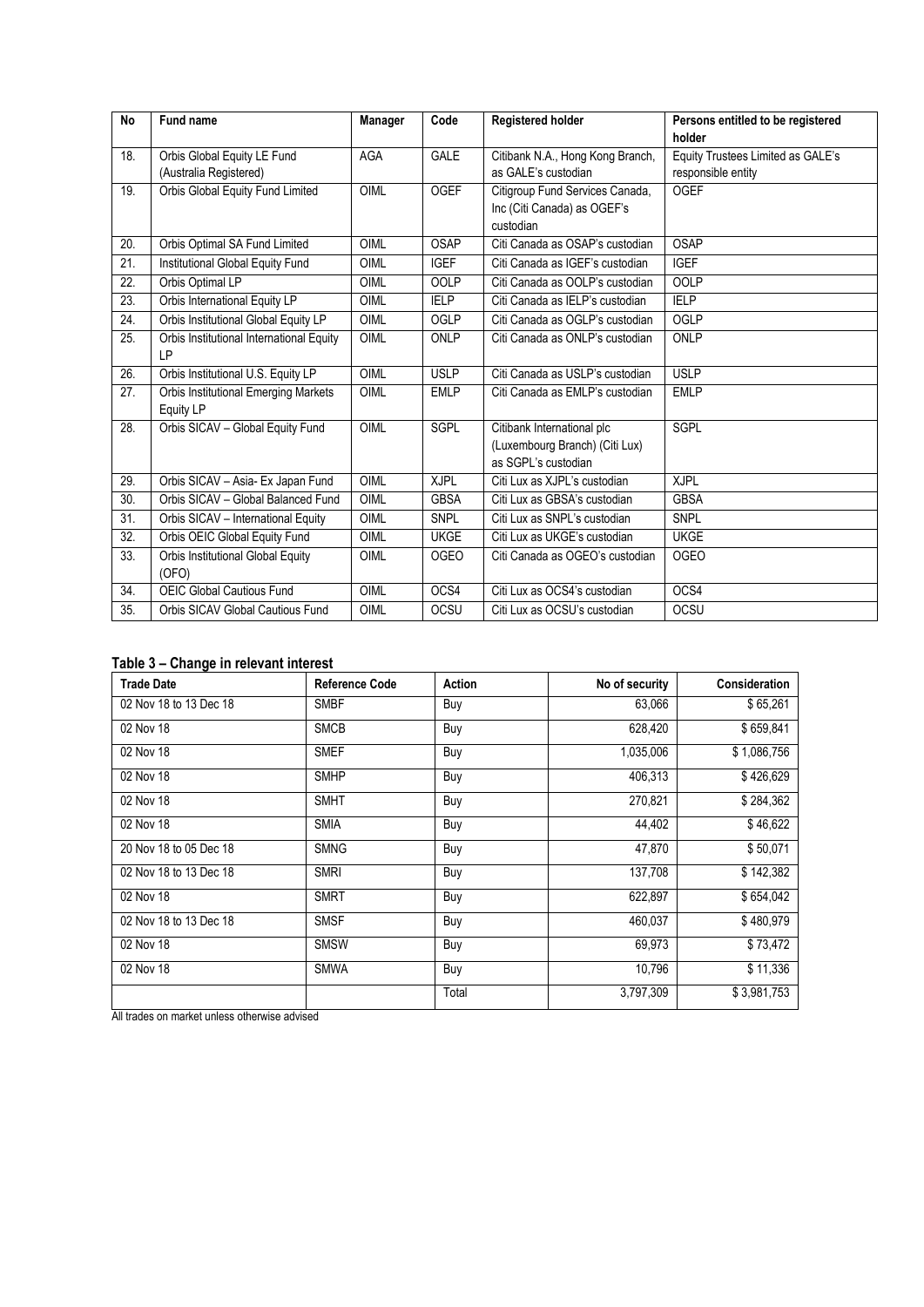| No | Fund name | Manager | Code | Registered holder | Persons entitled to be registered holder |
|---|---|---|---|---|---|
| 18. | Orbis Global Equity LE Fund (Australia Registered) | AGA | GALE | Citibank N.A., Hong Kong Branch, as GALE's custodian | Equity Trustees Limited as GALE's responsible entity |
| 19. | Orbis Global Equity Fund Limited | OIML | OGEF | Citigroup Fund Services Canada, Inc (Citi Canada) as OGEF's custodian | OGEF |
| 20. | Orbis Optimal SA Fund Limited | OIML | OSAP | Citi Canada as OSAP's custodian | OSAP |
| 21. | Institutional Global Equity Fund | OIML | IGEF | Citi Canada as IGEF's custodian | IGEF |
| 22. | Orbis Optimal LP | OIML | OOLP | Citi Canada as OOLP's custodian | OOLP |
| 23. | Orbis International Equity LP | OIML | IELP | Citi Canada as IELP's custodian | IELP |
| 24. | Orbis Institutional Global Equity LP | OIML | OGLP | Citi Canada as OGLP's custodian | OGLP |
| 25. | Orbis Institutional International Equity LP | OIML | ONLP | Citi Canada as ONLP's custodian | ONLP |
| 26. | Orbis Institutional U.S. Equity LP | OIML | USLP | Citi Canada as USLP's custodian | USLP |
| 27. | Orbis Institutional Emerging Markets Equity LP | OIML | EMLP | Citi Canada as EMLP's custodian | EMLP |
| 28. | Orbis SICAV – Global Equity Fund | OIML | SGPL | Citibank International plc (Luxembourg Branch) (Citi Lux) as SGPL's custodian | SGPL |
| 29. | Orbis SICAV – Asia- Ex Japan Fund | OIML | XJPL | Citi Lux as XJPL's custodian | XJPL |
| 30. | Orbis SICAV – Global Balanced Fund | OIML | GBSA | Citi Lux as GBSA's custodian | GBSA |
| 31. | Orbis SICAV – International Equity | OIML | SNPL | Citi Lux as SNPL's custodian | SNPL |
| 32. | Orbis OEIC Global Equity Fund | OIML | UKGE | Citi Lux as UKGE's custodian | UKGE |
| 33. | Orbis Institutional Global Equity (OFO) | OIML | OGEO | Citi Canada as OGEO's custodian | OGEO |
| 34. | OEIC Global Cautious Fund | OIML | OCS4 | Citi Lux as OCS4's custodian | OCS4 |
| 35. | Orbis SICAV Global Cautious Fund | OIML | OCSU | Citi Lux as OCSU's custodian | OCSU |

### Table 3 – Change in relevant interest

| Trade Date | Reference Code | Action | No of security | Consideration |
|---|---|---|---|---|
| 02 Nov 18 to 13 Dec 18 | SMBF | Buy | 63,066 | $ 65,261 |
| 02 Nov 18 | SMCB | Buy | 628,420 | $ 659,841 |
| 02 Nov 18 | SMEF | Buy | 1,035,006 | $ 1,086,756 |
| 02 Nov 18 | SMHP | Buy | 406,313 | $ 426,629 |
| 02 Nov 18 | SMHT | Buy | 270,821 | $ 284,362 |
| 02 Nov 18 | SMIA | Buy | 44,402 | $ 46,622 |
| 20 Nov 18 to 05 Dec 18 | SMNG | Buy | 47,870 | $ 50,071 |
| 02 Nov 18 to 13 Dec 18 | SMRI | Buy | 137,708 | $ 142,382 |
| 02 Nov 18 | SMRT | Buy | 622,897 | $ 654,042 |
| 02 Nov 18 to 13 Dec 18 | SMSF | Buy | 460,037 | $ 480,979 |
| 02 Nov 18 | SMSW | Buy | 69,973 | $ 73,472 |
| 02 Nov 18 | SMWA | Buy | 10,796 | $ 11,336 |
| | | Total | 3,797,309 | $ 3,981,753 |

All trades on market unless otherwise advised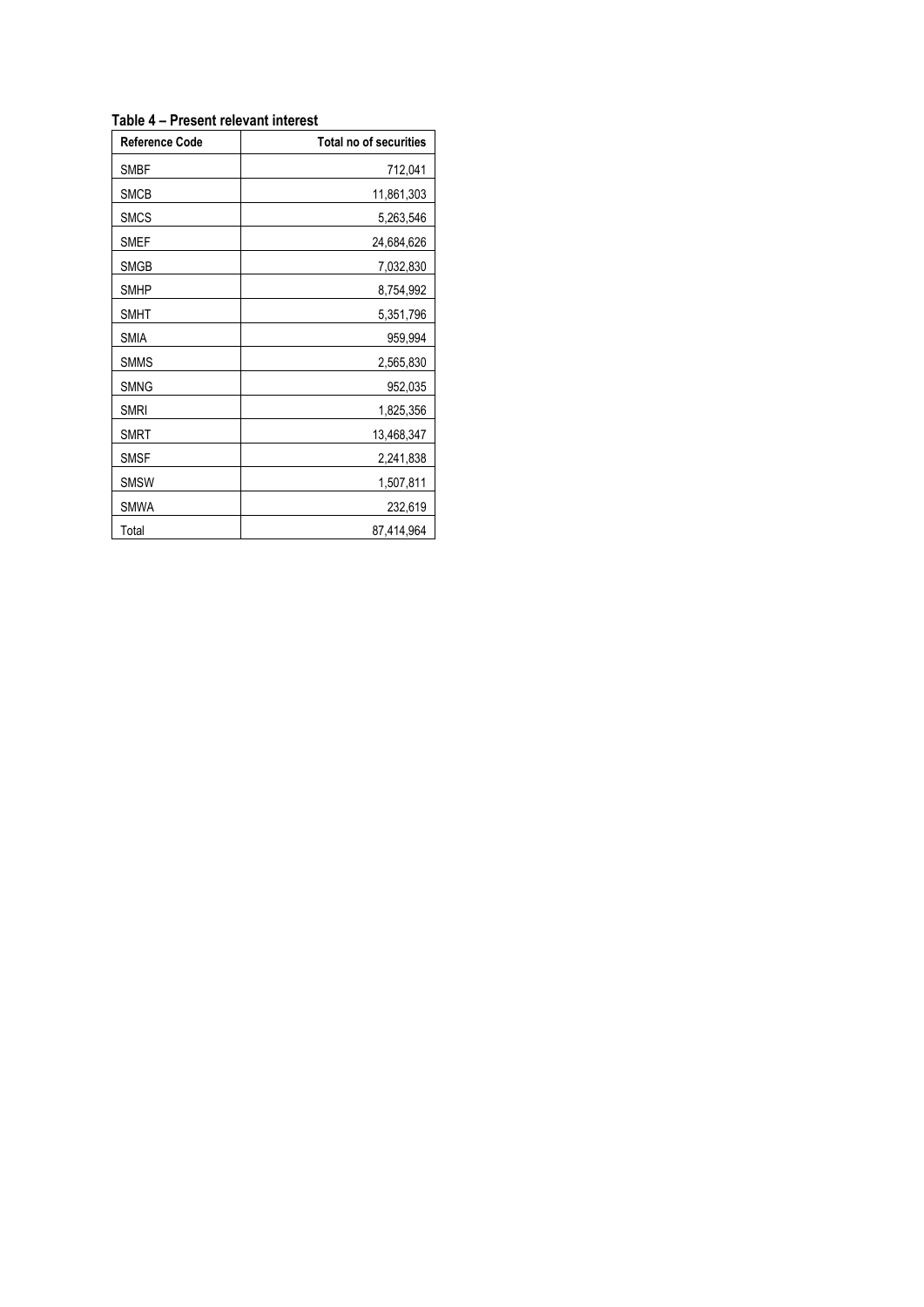**Table 4 – Present relevant interest**

| Reference Code | Total no of securities |
|---|---|
| SMBF | 712,041 |
| SMCB | 11,861,303 |
| SMCS | 5,263,546 |
| SMEF | 24,684,626 |
| SMGB | 7,032,830 |
| SMHP | 8,754,992 |
| SMHT | 5,351,796 |
| SMIA | 959,994 |
| SMMS | 2,565,830 |
| SMNG | 952,035 |
| SMRI | 1,825,356 |
| SMRT | 13,468,347 |
| SMSF | 2,241,838 |
| SMSW | 1,507,811 |
| SMWA | 232,619 |
| Total | 87,414,964 |